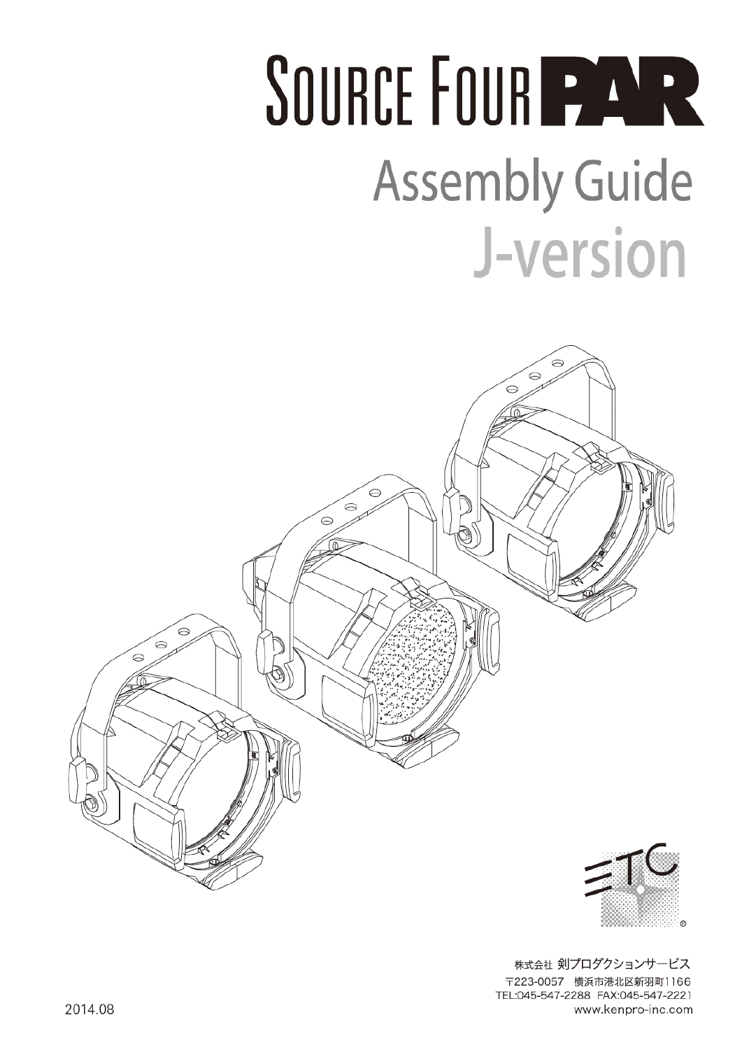# SOURCE FOUR PAR

## Assembly Guide
## J-version

ETC

株式会社 剣プロダクションサービス
〒223-0057　横浜市港北区新羽町1166
TEL:045-547-2288　FAX:045-547-2221
www.kenpro-inc.com

2014.08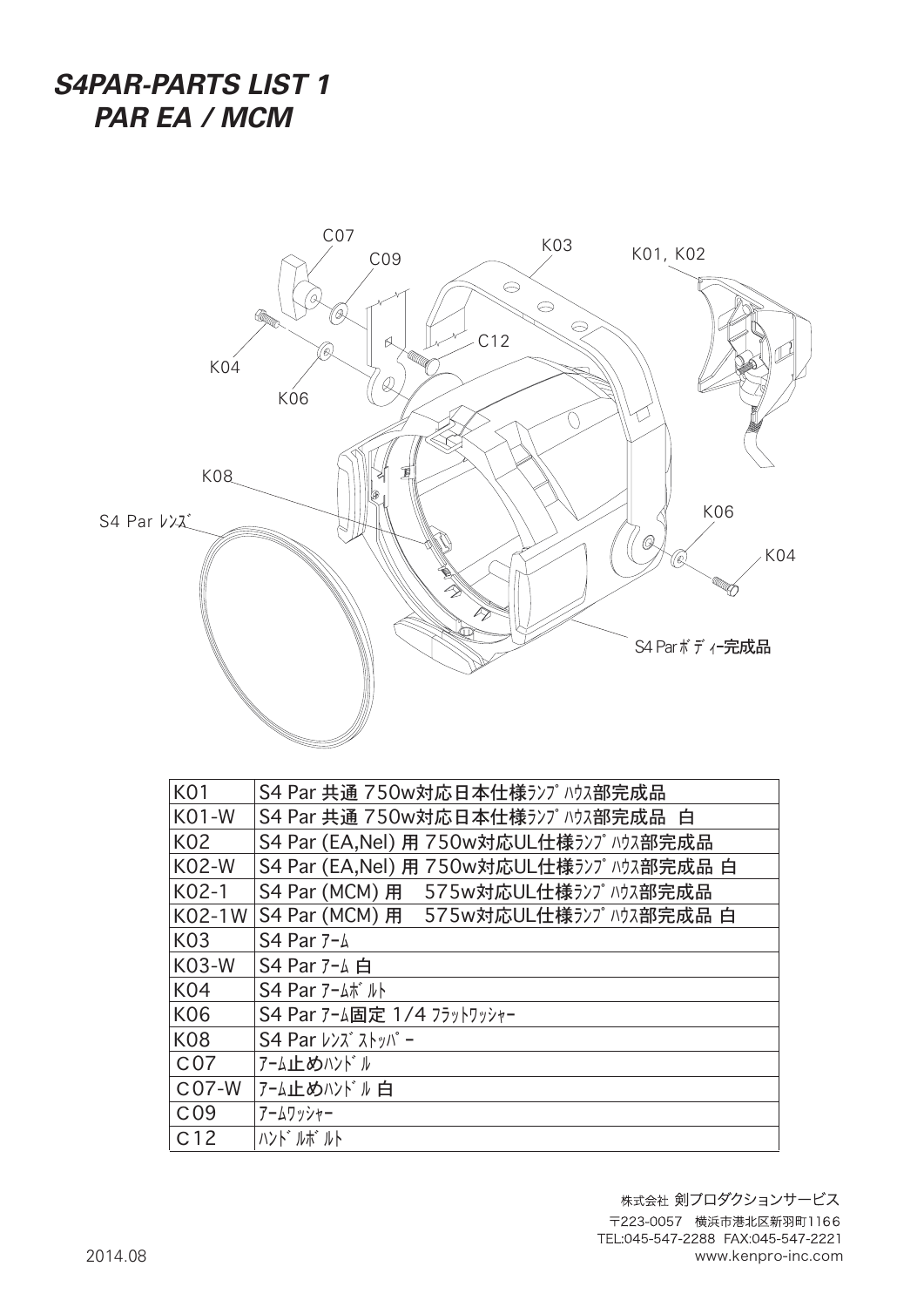# *S4PAR-PARTS LIST 1*
# *PAR EA / MCM*

| | |
|---|---|
| K01 | S4 Par 共通 750w対応日本仕様ﾗﾝﾌﾟﾊｳｽ部完成品 |
| K01-W | S4 Par 共通 750w対応日本仕様ﾗﾝﾌﾟﾊｳｽ部完成品 白 |
| K02 | S4 Par (EA,Nel) 用 750w対応UL仕様ﾗﾝﾌﾟﾊｳｽ部完成品 |
| K02-W | S4 Par (EA,Nel) 用 750w対応UL仕様ﾗﾝﾌﾟﾊｳｽ部完成品 白 |
| K02-1 | S4 Par (MCM) 用　575w対応UL仕様ﾗﾝﾌﾟﾊｳｽ部完成品 |
| K02-1W | S4 Par (MCM) 用　575w対応UL仕様ﾗﾝﾌﾟﾊｳｽ部完成品 白 |
| K03 | S4 Par ｱｰﾑ |
| K03-W | S4 Par ｱｰﾑ 白 |
| K04 | S4 Par ｱｰﾑﾎﾞﾙﾄ |
| K06 | S4 Par ｱｰﾑ固定 1/4 ﾌﾗｯﾄﾜｯｼｬｰ |
| K08 | S4 Par ﾚﾝｽﾞｽﾄｯﾊﾟｰ |
| C07 | ｱｰﾑ止めﾊﾝﾄﾞﾙ |
| C07-W | ｱｰﾑ止めﾊﾝﾄﾞﾙ 白 |
| C09 | ｱｰﾑﾜｯｼｬｰ |
| C12 | ﾊﾝﾄﾞﾙﾎﾞﾙﾄ |

株式会社 剣プロダクションサービス
〒223-0057　横浜市港北区新羽町1166
TEL:045-547-2288　FAX:045-547-2221
www.kenpro-inc.com

2014.08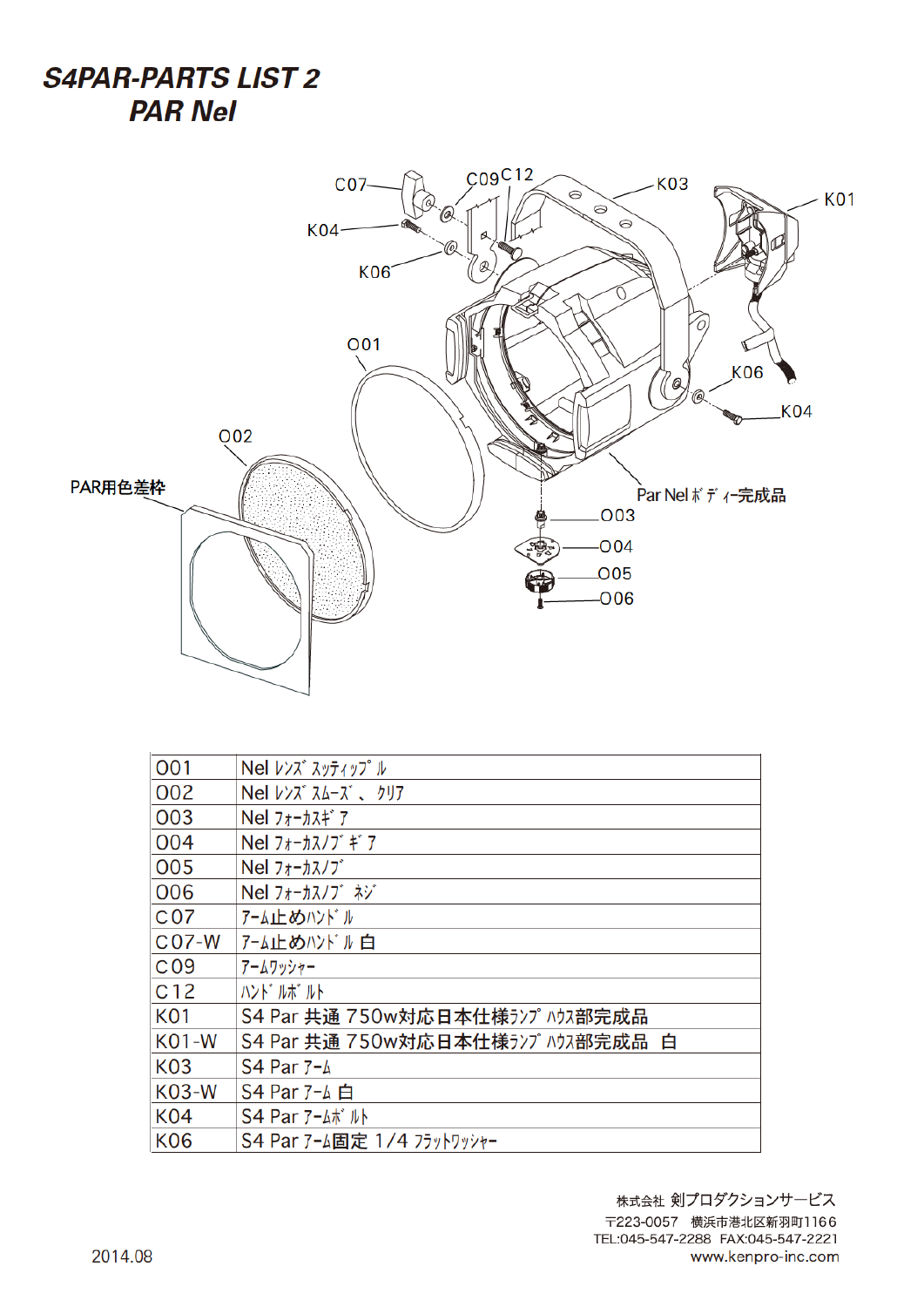# S4PAR-PARTS LIST 2
## PAR Nel

| | |
|---|---|
| O01 | Nel ﾚﾝｽﾞ ｽｯﾃｨｯﾌﾟﾙ |
| O02 | Nel ﾚﾝｽﾞ ｽﾑｰｽﾞ、ｸﾘｱ |
| O03 | Nel ﾌｫｰｶｽｷﾞｱ |
| O04 | Nel ﾌｫｰｶｽﾉﾌﾞｷﾞｱ |
| O05 | Nel ﾌｫｰｶｽﾉﾌﾞ |
| O06 | Nel ﾌｫｰｶｽﾉﾌﾞ ﾈｼﾞ |
| C07 | ｱｰﾑ止めﾊﾝﾄﾞﾙ |
| C07-W | ｱｰﾑ止めﾊﾝﾄﾞﾙ 白 |
| C09 | ｱｰﾑﾜｯｼｬｰ |
| C12 | ﾊﾝﾄﾞﾙﾎﾞﾙﾄ |
| K01 | S4 Par 共通 750w対応日本仕様ﾗﾝﾌﾟﾊｳｽ部完成品 |
| K01-W | S4 Par 共通 750w対応日本仕様ﾗﾝﾌﾟﾊｳｽ部完成品 白 |
| K03 | S4 Par ｱｰﾑ |
| K03-W | S4 Par ｱｰﾑ 白 |
| K04 | S4 Par ｱｰﾑﾎﾞﾙﾄ |
| K06 | S4 Par ｱｰﾑ固定 1/4 ﾌﾗｯﾄﾜｯｼｬｰ |

株式会社 剣プロダクションサービス
〒223-0057 横浜市港北区新羽町1166
TEL:045-547-2288 FAX:045-547-2221
www.kenpro-inc.com

2014.08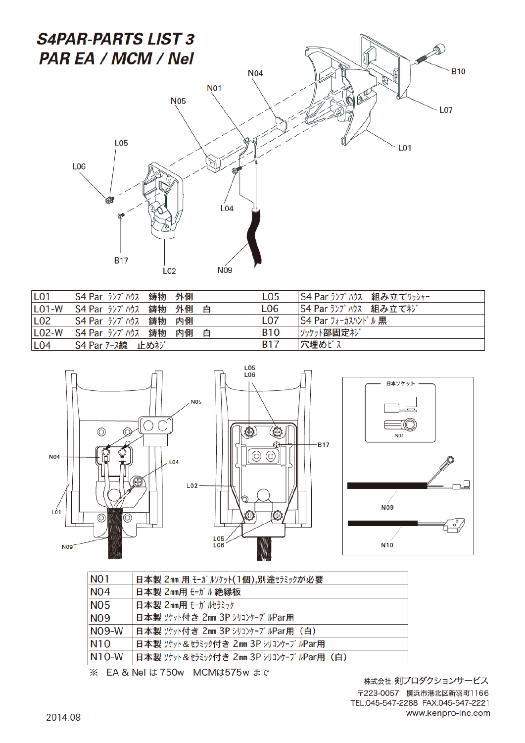# S4PAR-PARTS LIST 3
# PAR EA / MCM / Nel

| | | | |
|---|---|---|---|
| L01 | S4 Par ﾗﾝﾌﾟﾊｳｽ　鋳物　外側 | L05 | S4 Par ﾗﾝﾌﾟﾊｳｽ　組み立てﾜｯｼｬｰ |
| L01-W | S4 Par ﾗﾝﾌﾟﾊｳｽ　鋳物　外側　白 | L06 | S4 Par ﾗﾝﾌﾟﾊｳｽ　組み立てﾈｼﾞ |
| L02 | S4 Par ﾗﾝﾌﾟﾊｳｽ　鋳物　内側 | L07 | S4 Par ﾌｫｰｶｽﾊﾝﾄﾞﾙ 黒 |
| L02-W | S4 Par ﾗﾝﾌﾟﾊｳｽ　鋳物　内側　白 | B10 | ｿｹｯﾄ部固定ﾈｼﾞ |
| L04 | S4 Par ｱｰｽ線　止めﾈｼﾞ | B17 | 穴埋めﾋﾞｽ |

| | |
|---|---|
| N01 | 日本製 2㎜ 用 ﾓｰｶﾞﾙｿｹｯﾄ(1個),別途ｾﾗﾐｯｸが必要 |
| N04 | 日本製 2㎜用 ﾓｰｶﾞﾙ 絶縁板 |
| N05 | 日本製 2㎜用 ﾓｰｶﾞﾙｾﾗﾐｯｸ |
| N09 | 日本製 ｿｹｯﾄ付き 2㎜ 3P ｼﾘｺﾝｹｰﾌﾞﾙPar用 |
| N09-W | 日本製 ｿｹｯﾄ付き 2㎜ 3P ｼﾘｺﾝｹｰﾌﾞﾙPar用 （白） |
| N10 | 日本製 ｿｹｯﾄ＆ｾﾗﾐｯｸ付き 2㎜ 3P ｼﾘｺﾝｹｰﾌﾞﾙPar用 |
| N10-W | 日本製 ｿｹｯﾄ＆ｾﾗﾐｯｸ付き 2㎜ 3P ｼﾘｺﾝｹｰﾌﾞﾙPar用 （白） |

※　EA & Nel は 750w　MCMは575w まで

株式会社 剣プロダクションサービス
〒223-0057　横浜市港北区新羽町1166
TEL:045-547-2288　FAX:045-547-2221
www.kenpro-inc.com

2014.08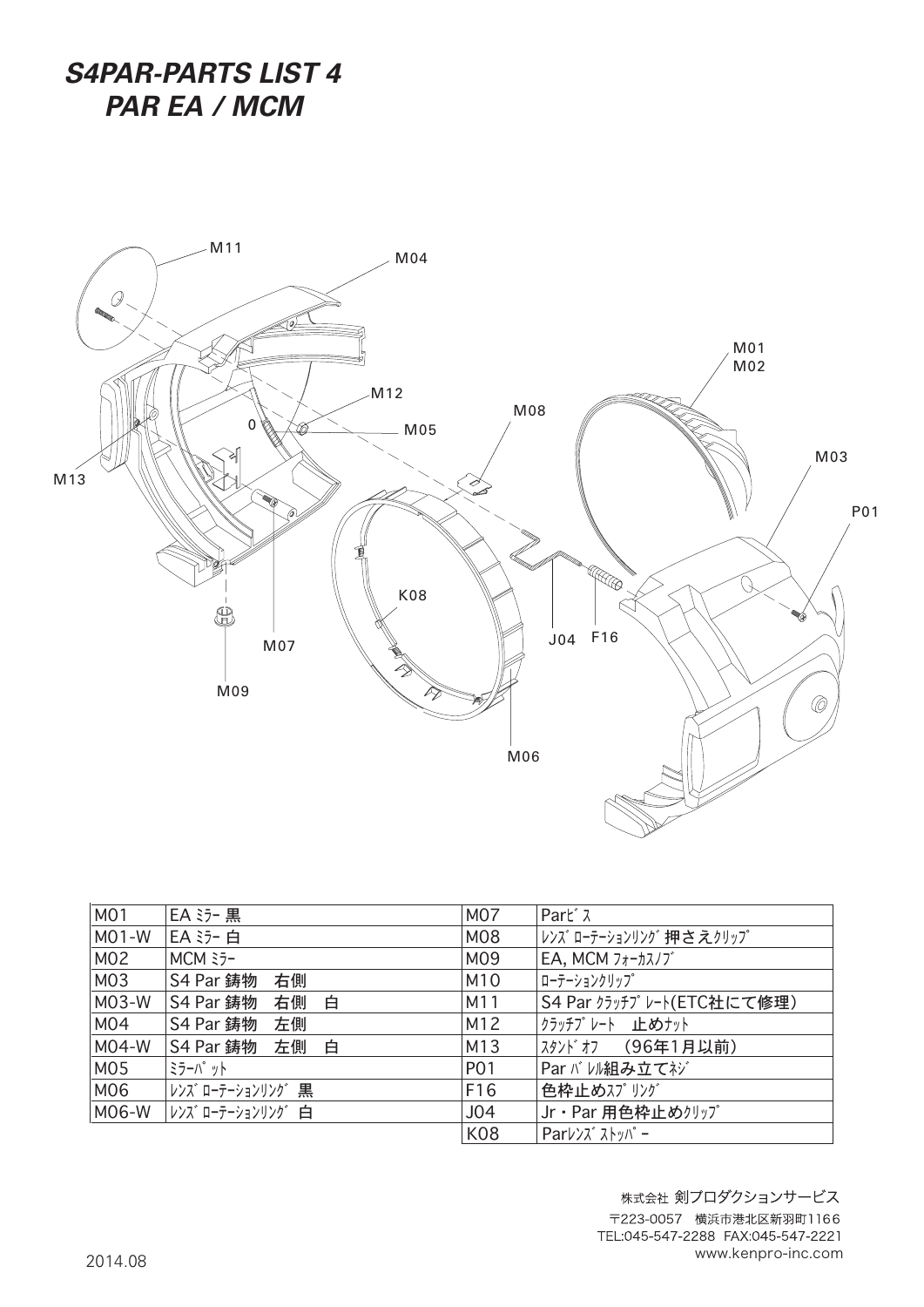# S4PAR-PARTS LIST 4
# PAR EA / MCM

M11
M04
M01
M02
M12
M08
0
M05
M03
M13
P01
K08
M07
J04
F16
M09
M06

| M01 | EA ﾐﾗｰ 黒 | M07 | Parﾋﾞｽ |
|---|---|---|---|
| M01-W | EA ﾐﾗｰ 白 | M08 | ﾚﾝｽﾞﾛｰﾃｰｼｮﾝﾘﾝｸﾞ押さえｸﾘｯﾌﾟ |
| M02 | MCM ﾐﾗｰ | M09 | EA, MCM ﾌｫｰｶｽﾉﾌﾞ |
| M03 | S4 Par 鋳物　右側 | M10 | ﾛｰﾃｰｼｮﾝｸﾘｯﾌﾟ |
| M03-W | S4 Par 鋳物　右側　白 | M11 | S4 Par ｸﾗｯﾁﾌﾟﾚｰﾄ(ETC社にて修理) |
| M04 | S4 Par 鋳物　左側 | M12 | ｸﾗｯﾁﾌﾟﾚｰﾄ　止めﾅｯﾄ |
| M04-W | S4 Par 鋳物　左側　白 | M13 | ｽﾀﾝﾄﾞｵﾌ　（96年1月以前） |
| M05 | ﾐﾗｰﾊﾟｯﾄ | P01 | Par ﾊﾞﾚﾙ組み立てﾈｼﾞ |
| M06 | ﾚﾝｽﾞﾛｰﾃｰｼｮﾝﾘﾝｸﾞ　黒 | F16 | 色枠止めｽﾌﾟﾘﾝｸﾞ |
| M06-W | ﾚﾝｽﾞﾛｰﾃｰｼｮﾝﾘﾝｸﾞ　白 | J04 | Jr・Par 用色枠止めｸﾘｯﾌﾟ |
| | | K08 | Parﾚﾝｽﾞｽﾄｯﾊﾟｰ |

株式会社 剣プロダクションサービス
〒223-0057　横浜市港北区新羽町1166
TEL:045-547-2288　FAX:045-547-2221
www.kenpro-inc.com

2014.08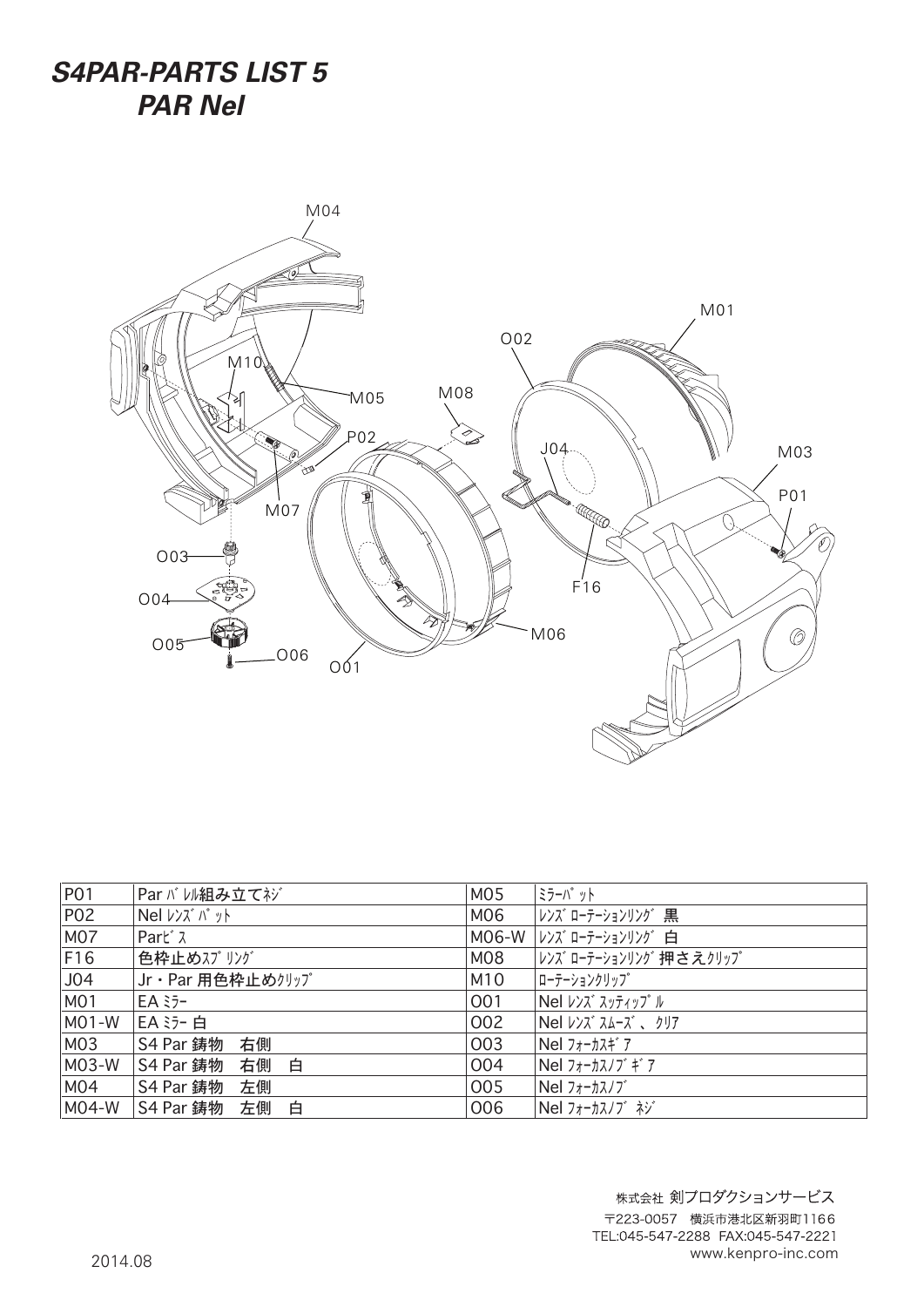# *S4PAR-PARTS LIST 5*
## *PAR Nel*

M04
M01
O02
M10
M05
M08
P02
J04
M03
P01
M07
O03
F16
O04
M06
O05
O06
O01

| | | | |
|---|---|---|---|
| P01 | Par ﾊﾞﾚﾙ組み立てﾈｼﾞ | M05 | ﾐﾗｰﾊﾞｯﾄ |
| P02 | Nel ﾚﾝｽﾞﾊﾞｯﾄ | M06 | ﾚﾝｽﾞﾛｰﾃｰｼｮﾝﾘﾝｸﾞ 黒 |
| M07 | Parﾋﾞｽ | M06-W | ﾚﾝｽﾞﾛｰﾃｰｼｮﾝﾘﾝｸﾞ 白 |
| F16 | 色枠止めｽﾌﾟﾘﾝｸﾞ | M08 | ﾚﾝｽﾞﾛｰﾃｰｼｮﾝﾘﾝｸﾞ押さえｸﾘｯﾌﾟ |
| J04 | Jr・Par 用色枠止めｸﾘｯﾌﾟ | M10 | ﾛｰﾃｰｼｮﾝｸﾘｯﾌﾟ |
| M01 | EA ﾐﾗｰ | O01 | Nel ﾚﾝｽﾞｽﾃｨｯﾌﾟﾙ |
| M01-W | EA ﾐﾗｰ 白 | O02 | Nel ﾚﾝｽﾞｽﾑｰｽﾞ、ｸﾘｱ |
| M03 | S4 Par 鋳物　右側 | O03 | Nel ﾌｫｰｶｽｷﾞｱ |
| M03-W | S4 Par 鋳物　右側　白 | O04 | Nel ﾌｫｰｶｽﾉﾌﾞｷﾞｱ |
| M04 | S4 Par 鋳物　左側 | O05 | Nel ﾌｫｰｶｽﾉﾌﾞ |
| M04-W | S4 Par 鋳物　左側　白 | O06 | Nel ﾌｫｰｶｽﾉﾌﾞﾈｼﾞ |

株式会社 剣プロダクションサービス
〒223-0057　横浜市港北区新羽町1166
TEL:045-547-2288 FAX:045-547-2221
www.kenpro-inc.com

2014.08